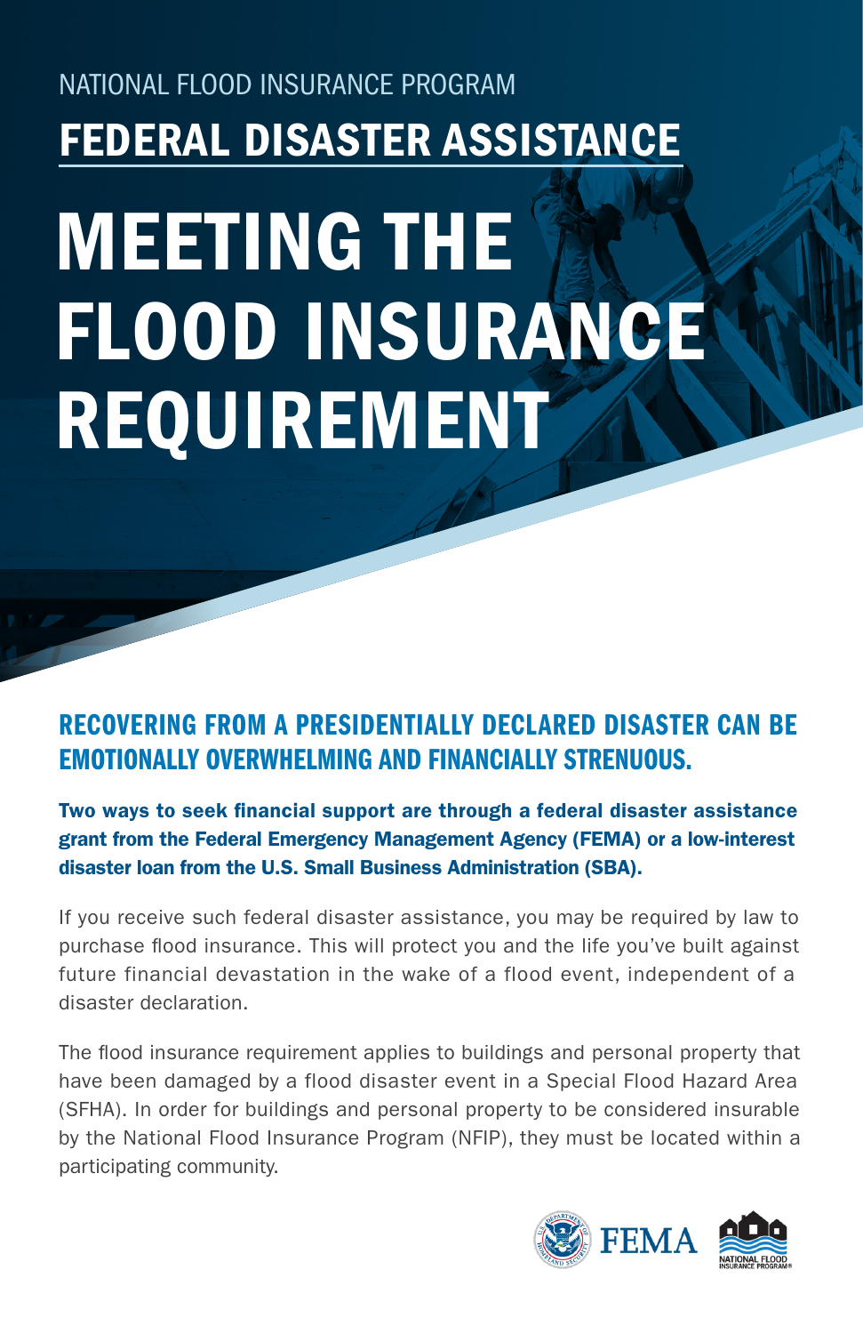NATIONAL FLOOD INSURANCE PROGRAM

## FEDERAL DISASTER ASSISTANCE

# MEETING THE FLOOD INSURANCE REQUIREMENT

### RECOVERING FROM A PRESIDENTIALLY DECLARED DISASTER CAN BE EMOTIONALLY OVERWHELMING AND FINANCIALLY STRENUOUS.

**Two ways to seek financial support are through a federal disaster assistance grant from the Federal Emergency Management Agency (FEMA) or a low-interest disaster loan from the U.S. Small Business Administration (SBA).**

If you receive such federal disaster assistance, you may be required by law to purchase flood insurance. This will protect you and the life you've built against future financial devastation in the wake of a flood event, independent of a disaster declaration.

The flood insurance requirement applies to buildings and personal property that have been damaged by a flood disaster event in a Special Flood Hazard Area (SFHA). In order for buildings and personal property to be considered insurable by the National Flood Insurance Program (NFIP), they must be located within a participating community.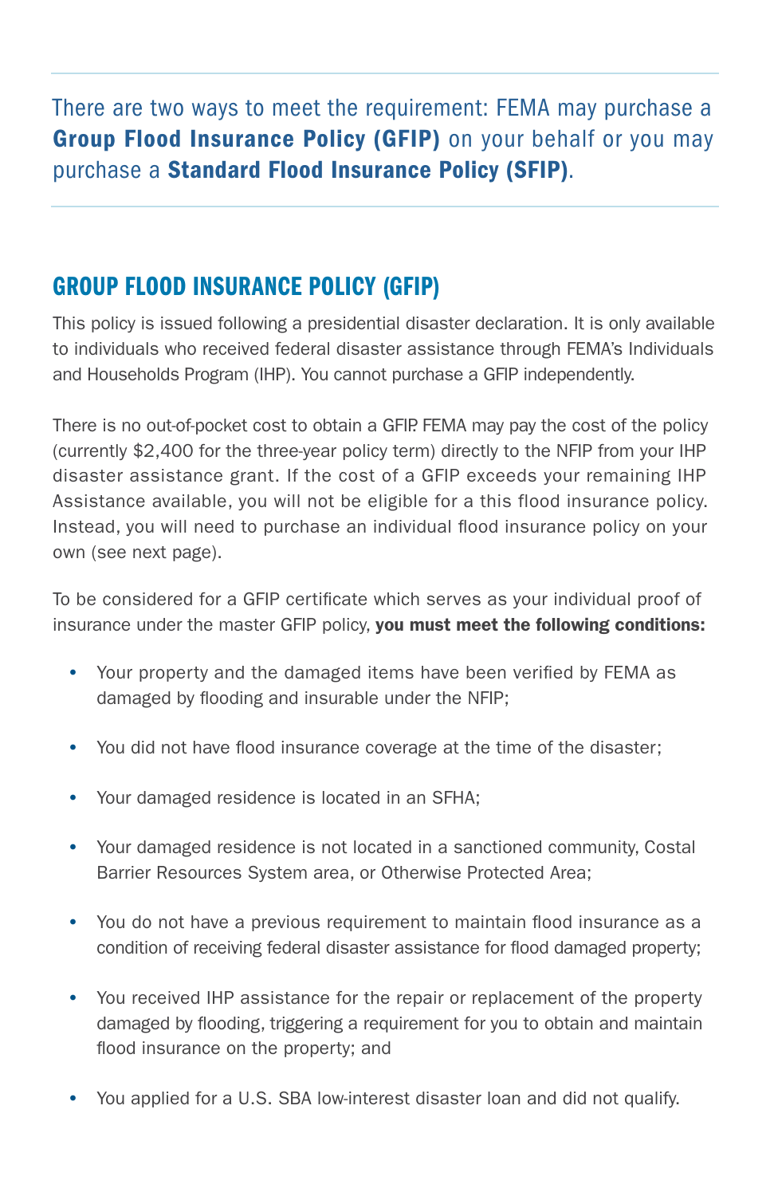There are two ways to meet the requirement: FEMA may purchase a **Group Flood Insurance Policy (GFIP)** on your behalf or you may purchase a **Standard Flood Insurance Policy (SFIP)**.

## GROUP FLOOD INSURANCE POLICY (GFIP)

This policy is issued following a presidential disaster declaration. It is only available to individuals who received federal disaster assistance through FEMA's Individuals and Households Program (IHP). You cannot purchase a GFIP independently.

There is no out-of-pocket cost to obtain a GFIP. FEMA may pay the cost of the policy (currently $2,400 for the three-year policy term) directly to the NFIP from your IHP disaster assistance grant. If the cost of a GFIP exceeds your remaining IHP Assistance available, you will not be eligible for a this flood insurance policy. Instead, you will need to purchase an individual flood insurance policy on your own (see next page).

To be considered for a GFIP certificate which serves as your individual proof of insurance under the master GFIP policy, **you must meet the following conditions:**

- Your property and the damaged items have been verified by FEMA as damaged by flooding and insurable under the NFIP;
- You did not have flood insurance coverage at the time of the disaster;
- Your damaged residence is located in an SFHA;
- Your damaged residence is not located in a sanctioned community, Costal Barrier Resources System area, or Otherwise Protected Area;
- You do not have a previous requirement to maintain flood insurance as a condition of receiving federal disaster assistance for flood damaged property;
- You received IHP assistance for the repair or replacement of the property damaged by flooding, triggering a requirement for you to obtain and maintain flood insurance on the property; and
- You applied for a U.S. SBA low-interest disaster loan and did not qualify.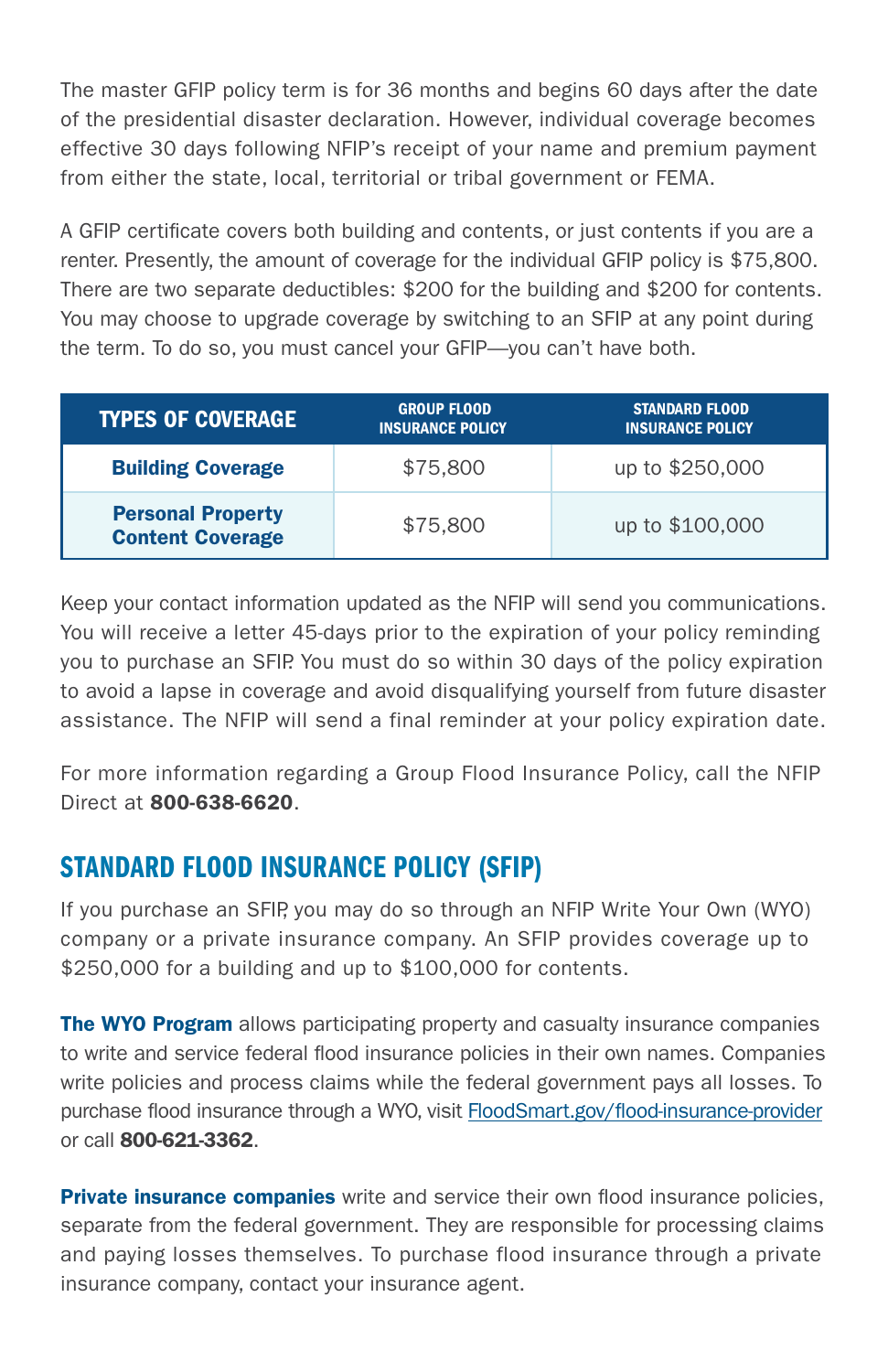The master GFIP policy term is for 36 months and begins 60 days after the date of the presidential disaster declaration. However, individual coverage becomes effective 30 days following NFIP's receipt of your name and premium payment from either the state, local, territorial or tribal government or FEMA.

A GFIP certificate covers both building and contents, or just contents if you are a renter. Presently, the amount of coverage for the individual GFIP policy is $75,800. There are two separate deductibles: $200 for the building and $200 for contents. You may choose to upgrade coverage by switching to an SFIP at any point during the term. To do so, you must cancel your GFIP—you can't have both.

| TYPES OF COVERAGE | GROUP FLOOD INSURANCE POLICY | STANDARD FLOOD INSURANCE POLICY |
|---|---|---|
| **Building Coverage** | $75,800 | up to $250,000 |
| **Personal Property Content Coverage** | $75,800 | up to $100,000 |

Keep your contact information updated as the NFIP will send you communications. You will receive a letter 45-days prior to the expiration of your policy reminding you to purchase an SFIP. You must do so within 30 days of the policy expiration to avoid a lapse in coverage and avoid disqualifying yourself from future disaster assistance. The NFIP will send a final reminder at your policy expiration date.

For more information regarding a Group Flood Insurance Policy, call the NFIP Direct at **800-638-6620**.

## STANDARD FLOOD INSURANCE POLICY (SFIP)

If you purchase an SFIP, you may do so through an NFIP Write Your Own (WYO) company or a private insurance company. An SFIP provides coverage up to $250,000 for a building and up to $100,000 for contents.

**The WYO Program** allows participating property and casualty insurance companies to write and service federal flood insurance policies in their own names. Companies write policies and process claims while the federal government pays all losses. To purchase flood insurance through a WYO, visit FloodSmart.gov/flood-insurance-provider or call **800-621-3362**.

**Private insurance companies** write and service their own flood insurance policies, separate from the federal government. They are responsible for processing claims and paying losses themselves. To purchase flood insurance through a private insurance company, contact your insurance agent.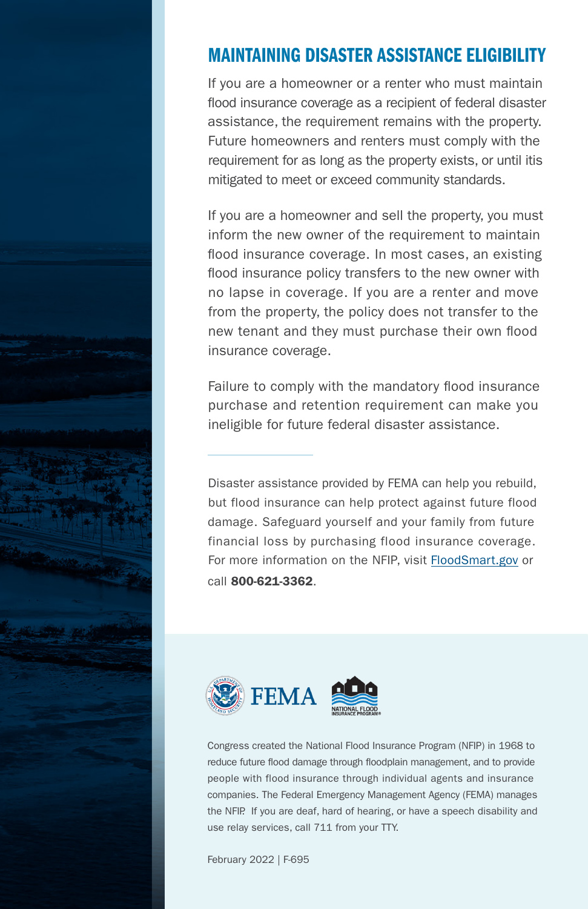## MAINTAINING DISASTER ASSISTANCE ELIGIBILITY

If you are a homeowner or a renter who must maintain flood insurance coverage as a recipient of federal disaster assistance, the requirement remains with the property. Future homeowners and renters must comply with the requirement for as long as the property exists, or until itis mitigated to meet or exceed community standards.

If you are a homeowner and sell the property, you must inform the new owner of the requirement to maintain flood insurance coverage. In most cases, an existing flood insurance policy transfers to the new owner with no lapse in coverage. If you are a renter and move from the property, the policy does not transfer to the new tenant and they must purchase their own flood insurance coverage.

Failure to comply with the mandatory flood insurance purchase and retention requirement can make you ineligible for future federal disaster assistance.

---

Disaster assistance provided by FEMA can help you rebuild, but flood insurance can help protect against future flood damage. Safeguard yourself and your family from future financial loss by purchasing flood insurance coverage. For more information on the NFIP, visit FloodSmart.gov or call **800-621-3362**.

FEMA

NATIONAL FLOOD INSURANCE PROGRAM®

Congress created the National Flood Insurance Program (NFIP) in 1968 to reduce future flood damage through floodplain management, and to provide people with flood insurance through individual agents and insurance companies. The Federal Emergency Management Agency (FEMA) manages the NFIP. If you are deaf, hard of hearing, or have a speech disability and use relay services, call 711 from your TTY.

February 2022 | F-695